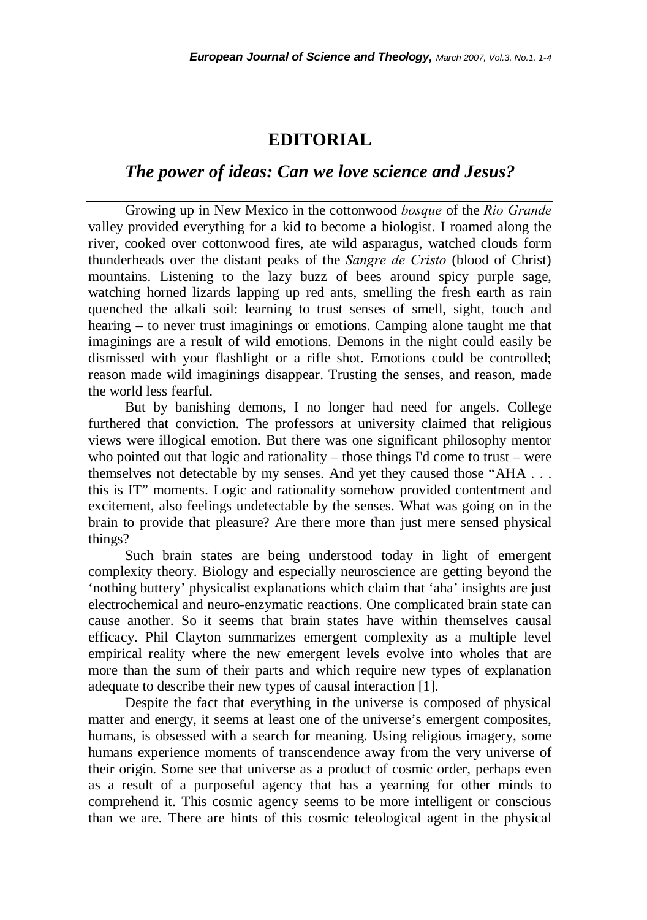# EDITORIAL

## *The power of ideas: Can we love science and Jesus?*

Growing up in New Mexico in the cottonwood *bosque* of the *Rio Grande* valley provided everything for a kid to become a biologist. I roamed along the river, cooked over cottonwood fires, ate wild asparagus, watched clouds form thunderheads over the distant peaks of the *Sangre de Cristo* (blood of Christ) mountains. Listening to the lazy buzz of bees around spicy purple sage, watching horned lizards lapping up red ants, smelling the fresh earth as rain quenched the alkali soil: learning to trust senses of smell, sight, touch and hearing – to never trust imaginings or emotions. Camping alone taught me that imaginings are a result of wild emotions. Demons in the night could easily be dismissed with your flashlight or a rifle shot. Emotions could be controlled; reason made wild imaginings disappear. Trusting the senses, and reason, made the world less fearful.

But by banishing demons, I no longer had need for angels. College furthered that conviction. The professors at university claimed that religious views were illogical emotion. But there was one significant philosophy mentor who pointed out that logic and rationality – those things I'd come to trust – were themselves not detectable by my senses. And yet they caused those "AHA . . . this is IT" moments. Logic and rationality somehow provided contentment and excitement, also feelings undetectable by the senses. What was going on in the brain to provide that pleasure? Are there more than just mere sensed physical things?

Such brain states are being understood today in light of emergent complexity theory. Biology and especially neuroscience are getting beyond the 'nothing buttery' physicalist explanations which claim that 'aha' insights are just electrochemical and neuro-enzymatic reactions. One complicated brain state can cause another. So it seems that brain states have within themselves causal efficacy. Phil Clayton summarizes emergent complexity as a multiple level empirical reality where the new emergent levels evolve into wholes that are more than the sum of their parts and which require new types of explanation adequate to describe their new types of causal interaction [1].

Despite the fact that everything in the universe is composed of physical matter and energy, it seems at least one of the universe's emergent composites, humans, is obsessed with a search for meaning. Using religious imagery, some humans experience moments of transcendence away from the very universe of their origin. Some see that universe as a product of cosmic order, perhaps even as a result of a purposeful agency that has a yearning for other minds to comprehend it. This cosmic agency seems to be more intelligent or conscious than we are. There are hints of this cosmic teleological agent in the physical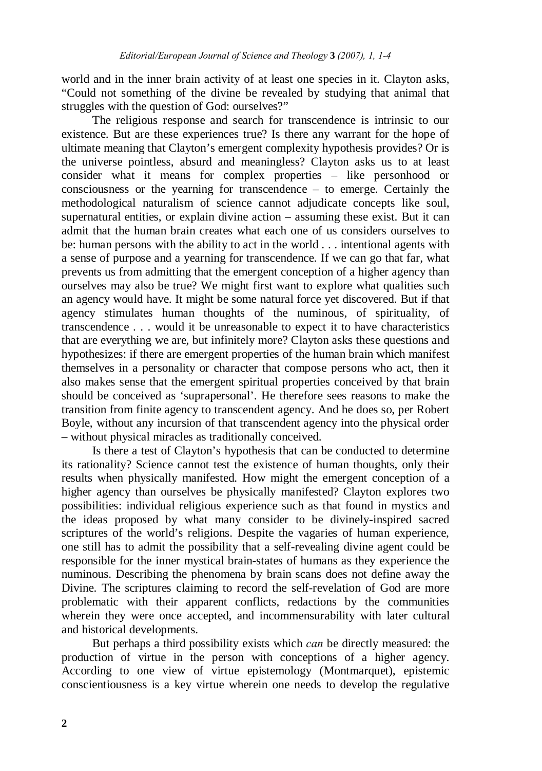world and in the inner brain activity of at least one species in it. Clayton asks, "Could not something of the divine be revealed by studying that animal that struggles with the question of God: ourselves?"

The religious response and search for transcendence is intrinsic to our existence. But are these experiences true? Is there any warrant for the hope of ultimate meaning that Clayton's emergent complexity hypothesis provides? Or is the universe pointless, absurd and meaningless? Clayton asks us to at least consider what it means for complex properties – like personhood or consciousness or the yearning for transcendence – to emerge. Certainly the methodological naturalism of science cannot adjudicate concepts like soul, supernatural entities, or explain divine action – assuming these exist. But it can admit that the human brain creates what each one of us considers ourselves to be: human persons with the ability to act in the world . . . intentional agents with a sense of purpose and a yearning for transcendence. If we can go that far, what prevents us from admitting that the emergent conception of a higher agency than ourselves may also be true? We might first want to explore what qualities such an agency would have. It might be some natural force yet discovered. But if that agency stimulates human thoughts of the numinous, of spirituality, of transcendence . . . would it be unreasonable to expect it to have characteristics that are everything we are, but infinitely more? Clayton asks these questions and hypothesizes: if there are emergent properties of the human brain which manifest themselves in a personality or character that compose persons who act, then it also makes sense that the emergent spiritual properties conceived by that brain should be conceived as 'suprapersonal'. He therefore sees reasons to make the transition from finite agency to transcendent agency. And he does so, per Robert Boyle, without any incursion of that transcendent agency into the physical order – without physical miracles as traditionally conceived.

Is there a test of Clayton's hypothesis that can be conducted to determine its rationality? Science cannot test the existence of human thoughts, only their results when physically manifested. How might the emergent conception of a higher agency than ourselves be physically manifested? Clayton explores two possibilities: individual religious experience such as that found in mystics and the ideas proposed by what many consider to be divinely-inspired sacred scriptures of the world's religions. Despite the vagaries of human experience, one still has to admit the possibility that a self-revealing divine agent could be responsible for the inner mystical brain-states of humans as they experience the numinous. Describing the phenomena by brain scans does not define away the Divine. The scriptures claiming to record the self-revelation of God are more problematic with their apparent conflicts, redactions by the communities wherein they were once accepted, and incommensurability with later cultural and historical developments.

But perhaps a third possibility exists which *can* be directly measured: the production of virtue in the person with conceptions of a higher agency. According to one view of virtue epistemology (Montmarquet), epistemic conscientiousness is a key virtue wherein one needs to develop the regulative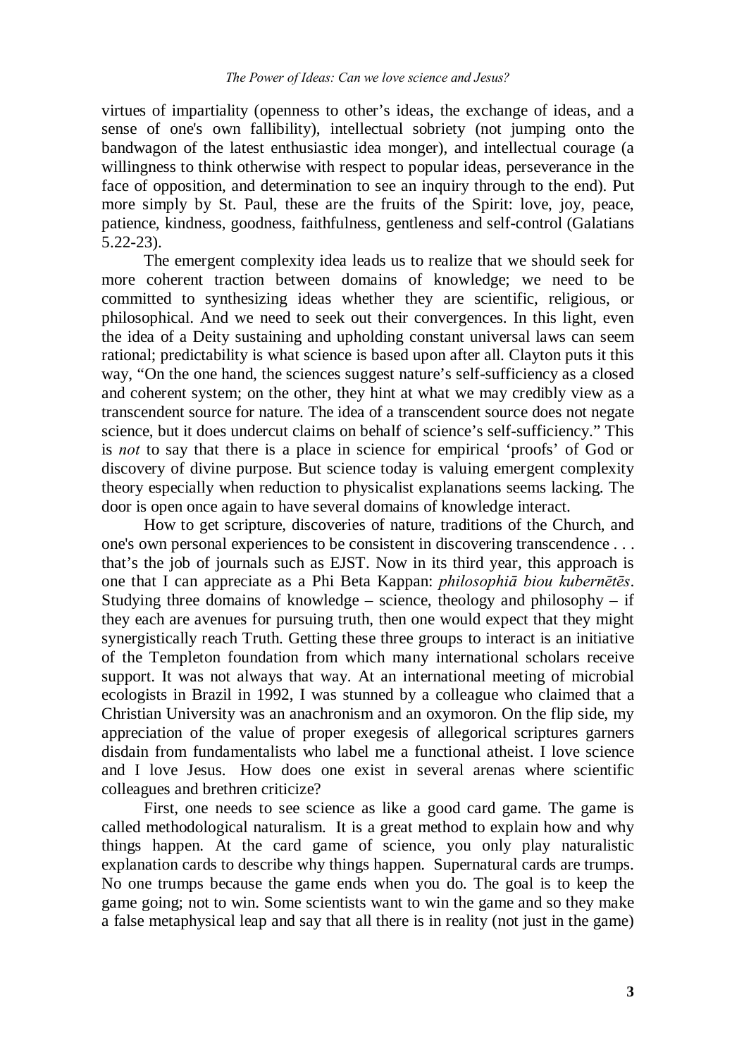virtues of impartiality (openness to other's ideas, the exchange of ideas, and a sense of one's own fallibility), intellectual sobriety (not jumping onto the bandwagon of the latest enthusiastic idea monger), and intellectual courage (a willingness to think otherwise with respect to popular ideas, perseverance in the face of opposition, and determination to see an inquiry through to the end). Put more simply by St. Paul, these are the fruits of the Spirit: love, joy, peace, patience, kindness, goodness, faithfulness, gentleness and self-control (Galatians 5.22-23).

The emergent complexity idea leads us to realize that we should seek for more coherent traction between domains of knowledge; we need to be committed to synthesizing ideas whether they are scientific, religious, or philosophical. And we need to seek out their convergences. In this light, even the idea of a Deity sustaining and upholding constant universal laws can seem rational; predictability is what science is based upon after all. Clayton puts it this way, "On the one hand, the sciences suggest nature's self-sufficiency as a closed and coherent system; on the other, they hint at what we may credibly view as a transcendent source for nature. The idea of a transcendent source does not negate science, but it does undercut claims on behalf of science's self-sufficiency." This is *not* to say that there is a place in science for empirical 'proofs' of God or discovery of divine purpose. But science today is valuing emergent complexity theory especially when reduction to physicalist explanations seems lacking. The door is open once again to have several domains of knowledge interact.

How to get scripture, discoveries of nature, traditions of the Church, and one's own personal experiences to be consistent in discovering transcendence . . . that's the job of journals such as EJST. Now in its third year, this approach is one that I can appreciate as a Phi Beta Kappan: *philosophiā biou kubernētēs*. Studying three domains of knowledge – science, theology and philosophy – if they each are avenues for pursuing truth, then one would expect that they might synergistically reach Truth. Getting these three groups to interact is an initiative of the Templeton foundation from which many international scholars receive support. It was not always that way. At an international meeting of microbial ecologists in Brazil in 1992, I was stunned by a colleague who claimed that a Christian University was an anachronism and an oxymoron. On the flip side, my appreciation of the value of proper exegesis of allegorical scriptures garners disdain from fundamentalists who label me a functional atheist. I love science and I love Jesus. How does one exist in several arenas where scientific colleagues and brethren criticize?

First, one needs to see science as like a good card game. The game is called methodological naturalism. It is a great method to explain how and why things happen. At the card game of science, you only play naturalistic explanation cards to describe why things happen. Supernatural cards are trumps. No one trumps because the game ends when you do. The goal is to keep the game going; not to win. Some scientists want to win the game and so they make a false metaphysical leap and say that all there is in reality (not just in the game)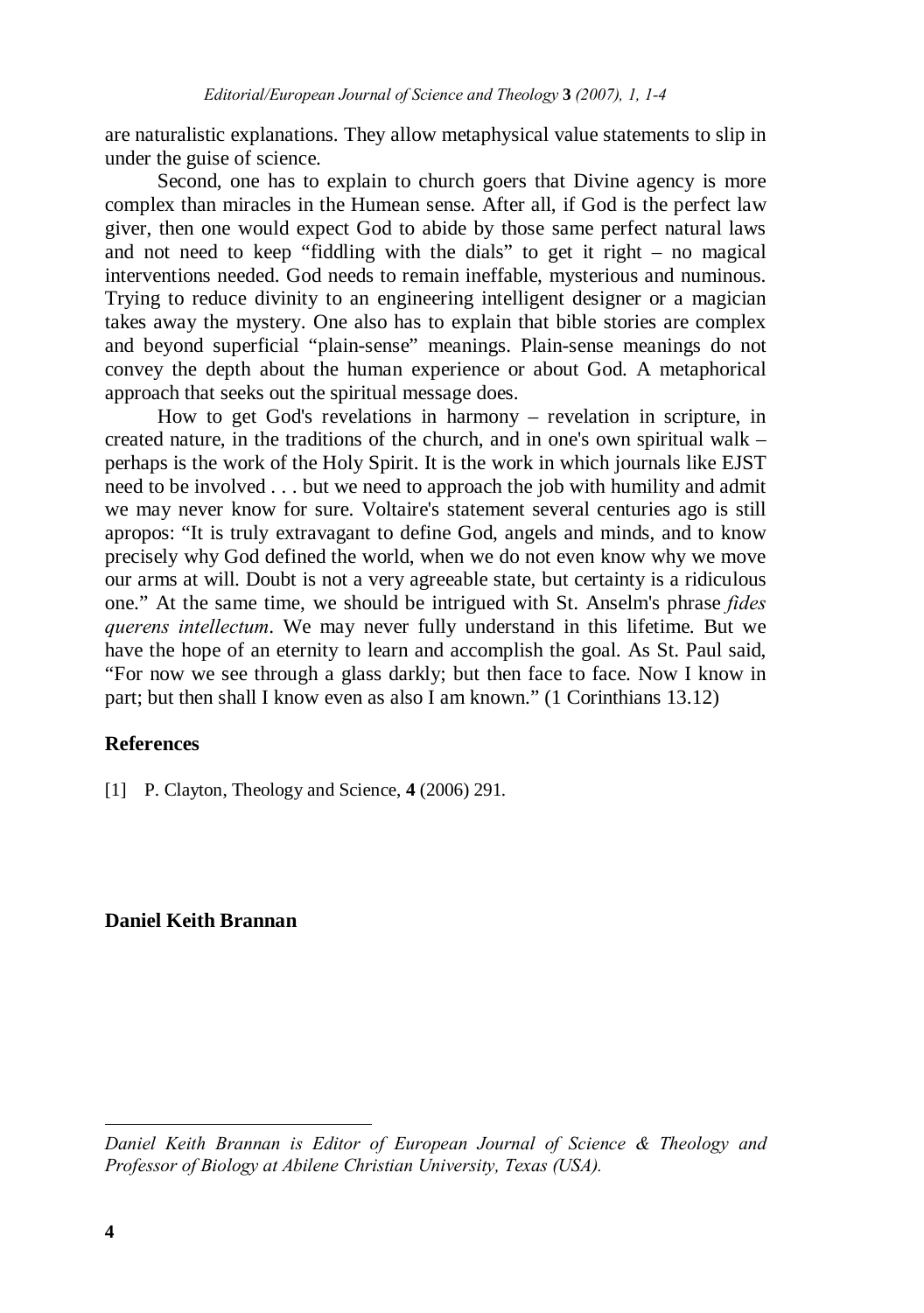are naturalistic explanations. They allow metaphysical value statements to slip in under the guise of science.

Second, one has to explain to church goers that Divine agency is more complex than miracles in the Humean sense. After all, if God is the perfect law giver, then one would expect God to abide by those same perfect natural laws and not need to keep "fiddling with the dials" to get it right – no magical interventions needed. God needs to remain ineffable, mysterious and numinous. Trying to reduce divinity to an engineering intelligent designer or a magician takes away the mystery. One also has to explain that bible stories are complex and beyond superficial "plain-sense" meanings. Plain-sense meanings do not convey the depth about the human experience or about God. A metaphorical approach that seeks out the spiritual message does.

How to get God's revelations in harmony – revelation in scripture, in created nature, in the traditions of the church, and in one's own spiritual walk – perhaps is the work of the Holy Spirit. It is the work in which journals like EJST need to be involved . . . but we need to approach the job with humility and admit we may never know for sure. Voltaire's statement several centuries ago is still apropos: "It is truly extravagant to define God, angels and minds, and to know precisely why God defined the world, when we do not even know why we move our arms at will. Doubt is not a very agreeable state, but certainty is a ridiculous one." At the same time, we should be intrigued with St. Anselm's phrase *fides querens intellectum*. We may never fully understand in this lifetime. But we have the hope of an eternity to learn and accomplish the goal. As St. Paul said, "For now we see through a glass darkly; but then face to face. Now I know in part; but then shall I know even as also I am known." (1 Corinthians 13.12)

## References

[1] P. Clayton, Theology and Science, **4** (2006) 291.

**Daniel Keith Brannan**

---

*Daniel Keith Brannan is Editor of European Journal of Science & Theology and Professor of Biology at Abilene Christian University, Texas (USA).*